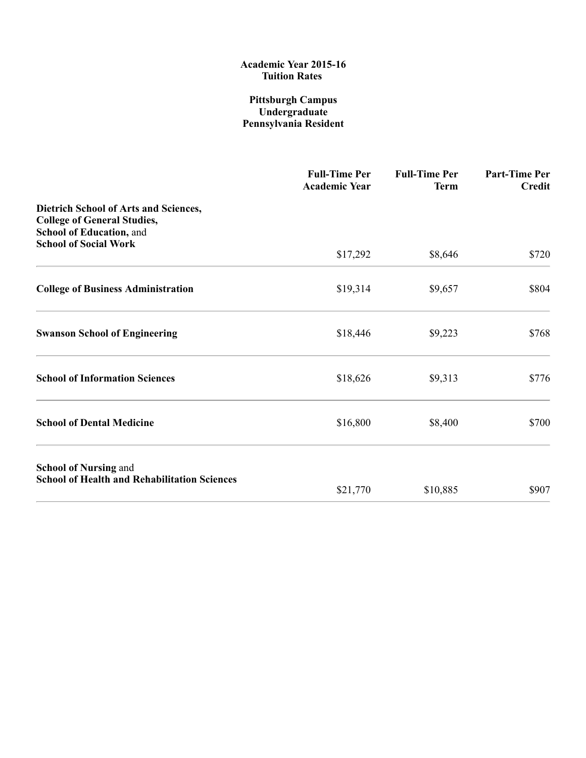**Academic Year 2015-16**
**Tuition Rates**

**Pittsburgh Campus**
**Undergraduate**
**Pennsylvania Resident**

| | Full-Time Per Academic Year | Full-Time Per Term | Part-Time Per Credit |
|---|---|---|---|
| **Dietrich School of Arts and Sciences, College of General Studies, School of Education,** and **School of Social Work** | $17,292 | $8,646 | $720 |
| **College of Business Administration** | $19,314 | $9,657 | $804 |
| **Swanson School of Engineering** | $18,446 | $9,223 | $768 |
| **School of Information Sciences** | $18,626 | $9,313 | $776 |
| **School of Dental Medicine** | $16,800 | $8,400 | $700 |
| **School of Nursing** and **School of Health and Rehabilitation Sciences** | $21,770 | $10,885 | $907 |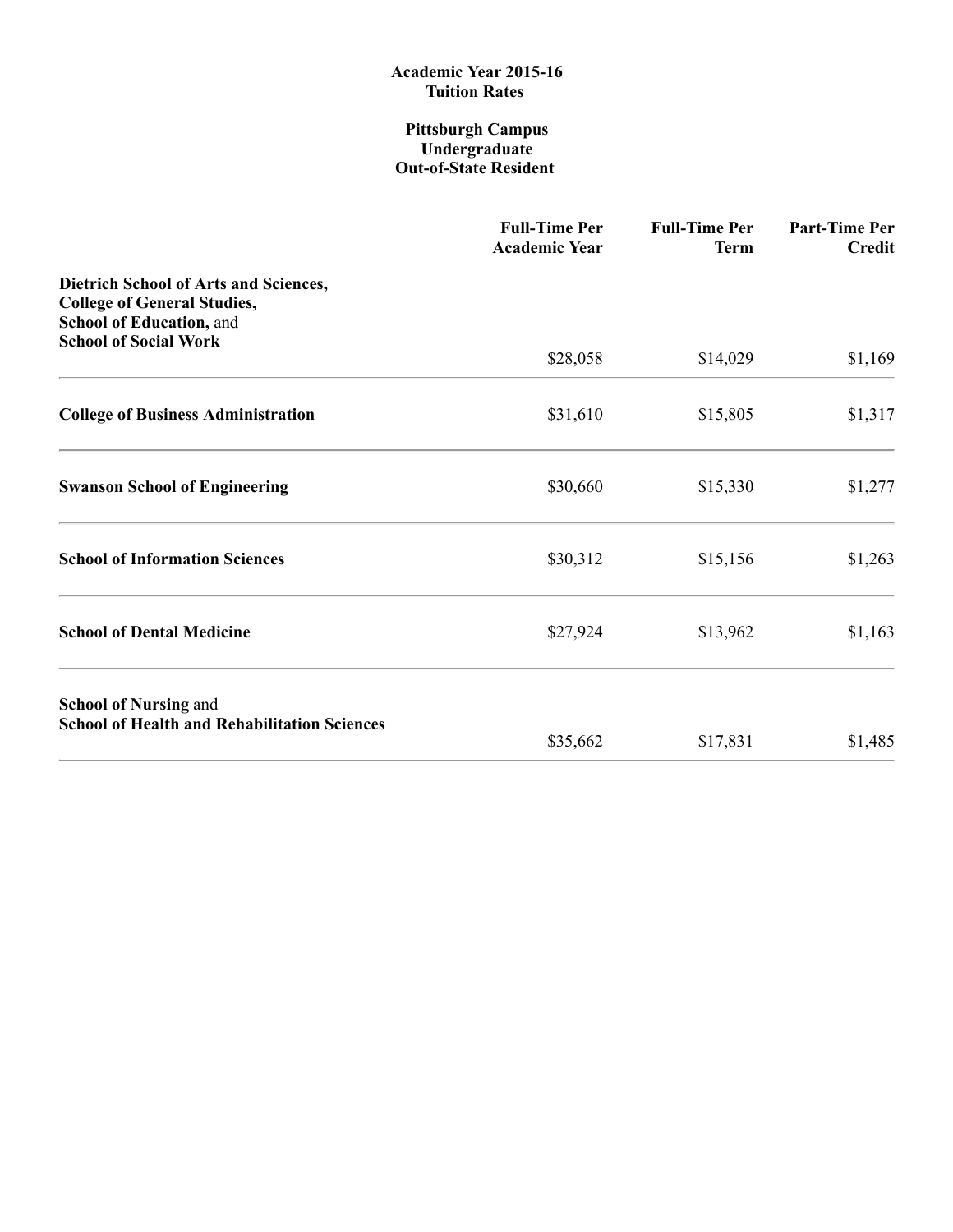**Academic Year 2015-16**
**Tuition Rates**

**Pittsburgh Campus**
**Undergraduate**
**Out-of-State Resident**

| | Full-Time Per Academic Year | Full-Time Per Term | Part-Time Per Credit |
|---|---|---|---|
| **Dietrich School of Arts and Sciences, College of General Studies, School of Education,** and **School of Social Work** | $28,058 | $14,029 | $1,169 |
| **College of Business Administration** | $31,610 | $15,805 | $1,317 |
| **Swanson School of Engineering** | $30,660 | $15,330 | $1,277 |
| **School of Information Sciences** | $30,312 | $15,156 | $1,263 |
| **School of Dental Medicine** | $27,924 | $13,962 | $1,163 |
| **School of Nursing** and **School of Health and Rehabilitation Sciences** | $35,662 | $17,831 | $1,485 |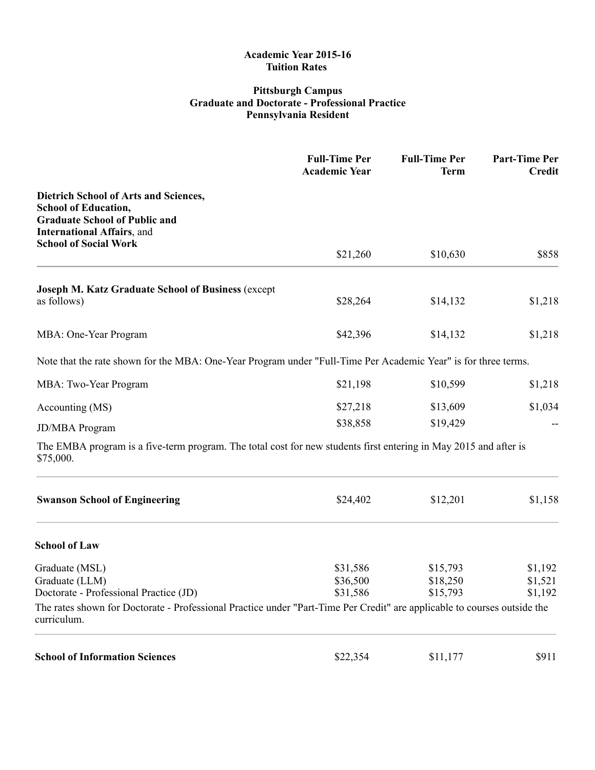**Academic Year 2015-16**
**Tuition Rates**

**Pittsburgh Campus**
**Graduate and Doctorate - Professional Practice**
**Pennsylvania Resident**

| | Full-Time Per Academic Year | Full-Time Per Term | Part-Time Per Credit |
|---|---|---|---|
| **Dietrich School of Arts and Sciences, School of Education, Graduate School of Public and International Affairs**, and **School of Social Work** | $21,260 | $10,630 | $858 |
| **Joseph M. Katz Graduate School of Business** (except as follows) | $28,264 | $14,132 | $1,218 |
| MBA: One-Year Program | $42,396 | $14,132 | $1,218 |

Note that the rate shown for the MBA: One-Year Program under "Full-Time Per Academic Year" is for three terms.

| | Full-Time Per Academic Year | Full-Time Per Term | Part-Time Per Credit |
|---|---|---|---|
| MBA: Two-Year Program | $21,198 | $10,599 | $1,218 |
| Accounting (MS) | $27,218 | $13,609 | $1,034 |
| JD/MBA Program | $38,858 | $19,429 | -- |

The EMBA program is a five-term program. The total cost for new students first entering in May 2015 and after is $75,000.

| | Full-Time Per Academic Year | Full-Time Per Term | Part-Time Per Credit |
|---|---|---|---|
| **Swanson School of Engineering** | $24,402 | $12,201 | $1,158 |
| **School of Law** | | | |
| Graduate (MSL) | $31,586 | $15,793 | $1,192 |
| Graduate (LLM) | $36,500 | $18,250 | $1,521 |
| Doctorate - Professional Practice (JD) | $31,586 | $15,793 | $1,192 |

The rates shown for Doctorate - Professional Practice under "Part-Time Per Credit" are applicable to courses outside the curriculum.

| | Full-Time Per Academic Year | Full-Time Per Term | Part-Time Per Credit |
|---|---|---|---|
| **School of Information Sciences** | $22,354 | $11,177 | $911 |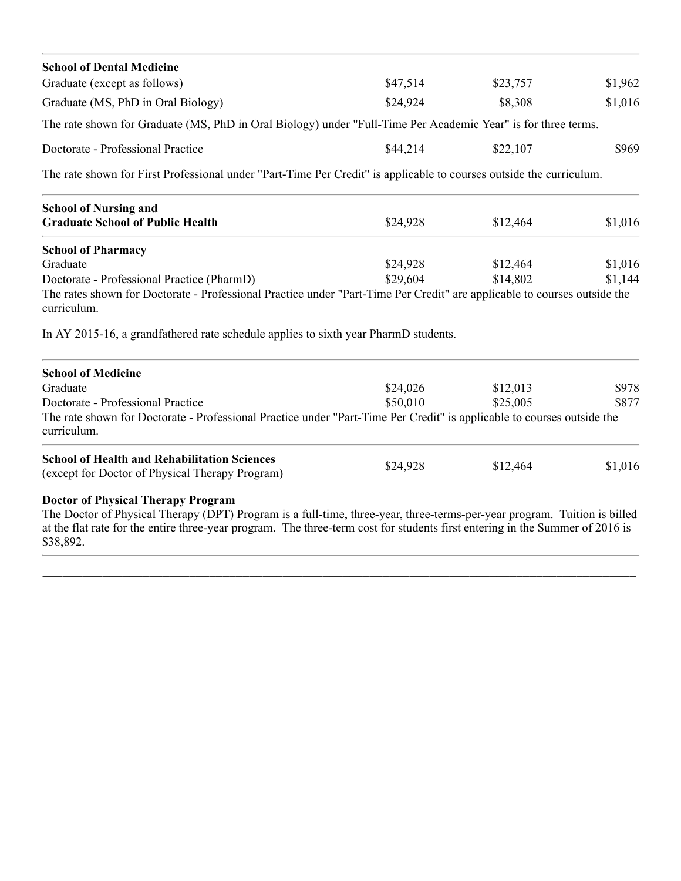| | | | |
|---|---|---|---|
| **School of Dental Medicine** | | | |
| Graduate (except as follows) | $47,514 | $23,757 | $1,962 |
| Graduate (MS, PhD in Oral Biology) | $24,924 | $8,308 | $1,016 |

The rate shown for Graduate (MS, PhD in Oral Biology) under "Full-Time Per Academic Year" is for three terms.

| | | | |
|---|---|---|---|
| Doctorate - Professional Practice | $44,214 | $22,107 | $969 |

The rate shown for First Professional under "Part-Time Per Credit" is applicable to courses outside the curriculum.

| | | | |
|---|---|---|---|
| **School of Nursing and Graduate School of Public Health** | $24,928 | $12,464 | $1,016 |

| | | | |
|---|---|---|---|
| **School of Pharmacy** | | | |
| Graduate | $24,928 | $12,464 | $1,016 |
| Doctorate - Professional Practice (PharmD) | $29,604 | $14,802 | $1,144 |

The rates shown for Doctorate - Professional Practice under "Part-Time Per Credit" are applicable to courses outside the curriculum.

In AY 2015-16, a grandfathered rate schedule applies to sixth year PharmD students.

| | | | |
|---|---|---|---|
| **School of Medicine** | | | |
| Graduate | $24,026 | $12,013 | $978 |
| Doctorate - Professional Practice | $50,010 | $25,005 | $877 |

The rate shown for Doctorate - Professional Practice under "Part-Time Per Credit" is applicable to courses outside the curriculum.

| | | | |
|---|---|---|---|
| **School of Health and Rehabilitation Sciences** (except for Doctor of Physical Therapy Program) | $24,928 | $12,464 | $1,016 |

**Doctor of Physical Therapy Program**

The Doctor of Physical Therapy (DPT) Program is a full-time, three-year, three-terms-per-year program. Tuition is billed at the flat rate for the entire three-year program. The three-term cost for students first entering in the Summer of 2016 is $38,892.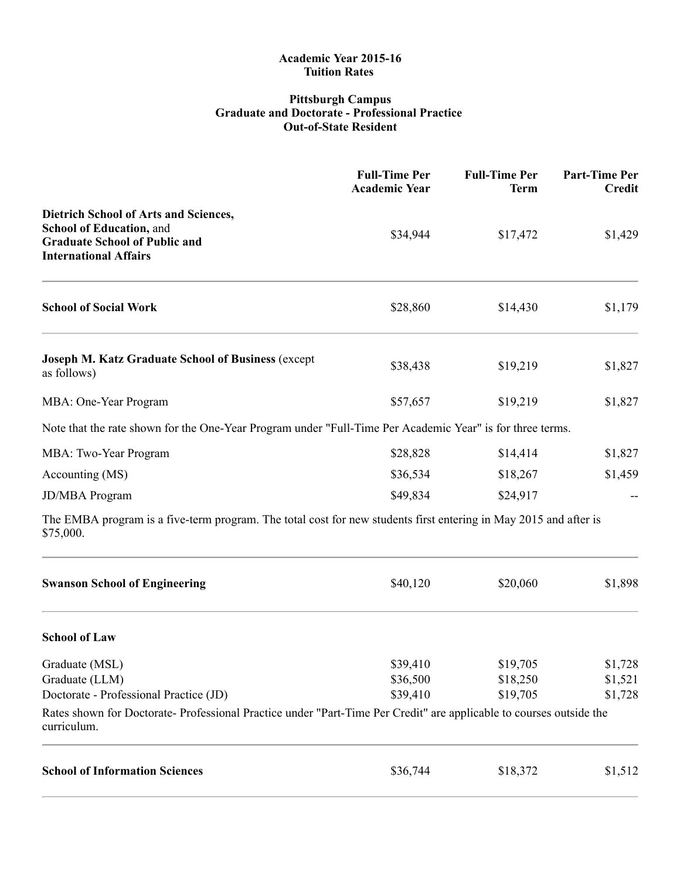**Academic Year 2015-16**
**Tuition Rates**

**Pittsburgh Campus**
**Graduate and Doctorate - Professional Practice**
**Out-of-State Resident**

| | Full-Time Per Academic Year | Full-Time Per Term | Part-Time Per Credit |
|---|---|---|---|
| **Dietrich School of Arts and Sciences, School of Education,** and **Graduate School of Public and International Affairs** | $34,944 | $17,472 | $1,429 |
| **School of Social Work** | $28,860 | $14,430 | $1,179 |
| **Joseph M. Katz Graduate School of Business** (except as follows) | $38,438 | $19,219 | $1,827 |
| MBA: One-Year Program | $57,657 | $19,219 | $1,827 |
| Note that the rate shown for the One-Year Program under "Full-Time Per Academic Year" is for three terms. | | | |
| MBA: Two-Year Program | $28,828 | $14,414 | $1,827 |
| Accounting (MS) | $36,534 | $18,267 | $1,459 |
| JD/MBA Program | $49,834 | $24,917 | -- |
| The EMBA program is a five-term program. The total cost for new students first entering in May 2015 and after is $75,000. | | | |
| **Swanson School of Engineering** | $40,120 | $20,060 | $1,898 |
| **School of Law** | | | |
| Graduate (MSL) | $39,410 | $19,705 | $1,728 |
| Graduate (LLM) | $36,500 | $18,250 | $1,521 |
| Doctorate - Professional Practice (JD) | $39,410 | $19,705 | $1,728 |
| Rates shown for Doctorate- Professional Practice under "Part-Time Per Credit" are applicable to courses outside the curriculum. | | | |
| **School of Information Sciences** | $36,744 | $18,372 | $1,512 |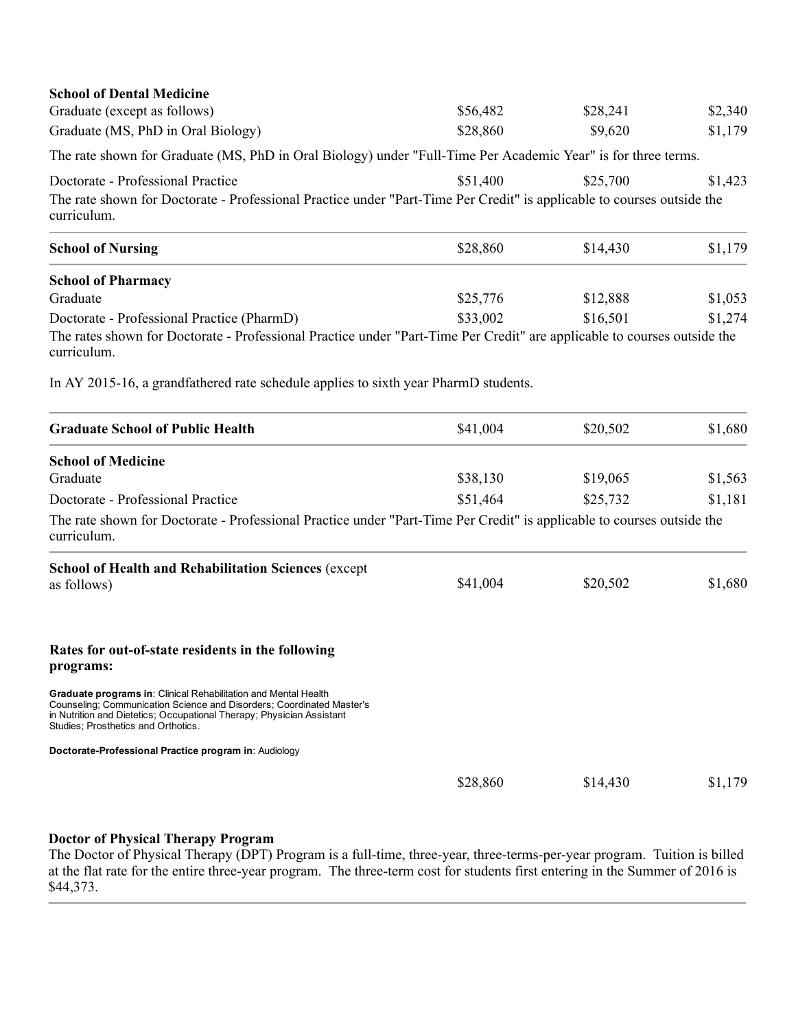| | | | |
|---|---|---|---|
| **School of Dental Medicine** | | | |
| Graduate (except as follows) | $56,482 | $28,241 | $2,340 |
| Graduate (MS, PhD in Oral Biology) | $28,860 | $9,620 | $1,179 |

The rate shown for Graduate (MS, PhD in Oral Biology) under "Full-Time Per Academic Year" is for three terms.

| | | | |
|---|---|---|---|
| Doctorate - Professional Practice | $51,400 | $25,700 | $1,423 |

The rate shown for Doctorate - Professional Practice under "Part-Time Per Credit" is applicable to courses outside the curriculum.

| | | | |
|---|---|---|---|
| **School of Nursing** | $28,860 | $14,430 | $1,179 |

| | | | |
|---|---|---|---|
| **School of Pharmacy** | | | |
| Graduate | $25,776 | $12,888 | $1,053 |
| Doctorate - Professional Practice (PharmD) | $33,002 | $16,501 | $1,274 |

The rates shown for Doctorate - Professional Practice under "Part-Time Per Credit" are applicable to courses outside the curriculum.

In AY 2015-16, a grandfathered rate schedule applies to sixth year PharmD students.

| | | | |
|---|---|---|---|
| **Graduate School of Public Health** | $41,004 | $20,502 | $1,680 |

| | | | |
|---|---|---|---|
| **School of Medicine** | | | |
| Graduate | $38,130 | $19,065 | $1,563 |
| Doctorate - Professional Practice | $51,464 | $25,732 | $1,181 |

The rate shown for Doctorate - Professional Practice under "Part-Time Per Credit" is applicable to courses outside the curriculum.

| | | | |
|---|---|---|---|
| **School of Health and Rehabilitation Sciences** (except as follows) | $41,004 | $20,502 | $1,680 |

**Rates for out-of-state residents in the following programs:**

**Graduate programs in**: Clinical Rehabilitation and Mental Health Counseling; Communication Science and Disorders; Coordinated Master's in Nutrition and Dietetics; Occupational Therapy; Physician Assistant Studies; Prosthetics and Orthotics.

**Doctorate-Professional Practice program in**: Audiology

| | | | |
|---|---|---|---|
| | $28,860 | $14,430 | $1,179 |

**Doctor of Physical Therapy Program**

The Doctor of Physical Therapy (DPT) Program is a full-time, three-year, three-terms-per-year program. Tuition is billed at the flat rate for the entire three-year program. The three-term cost for students first entering in the Summer of 2016 is $44,373.